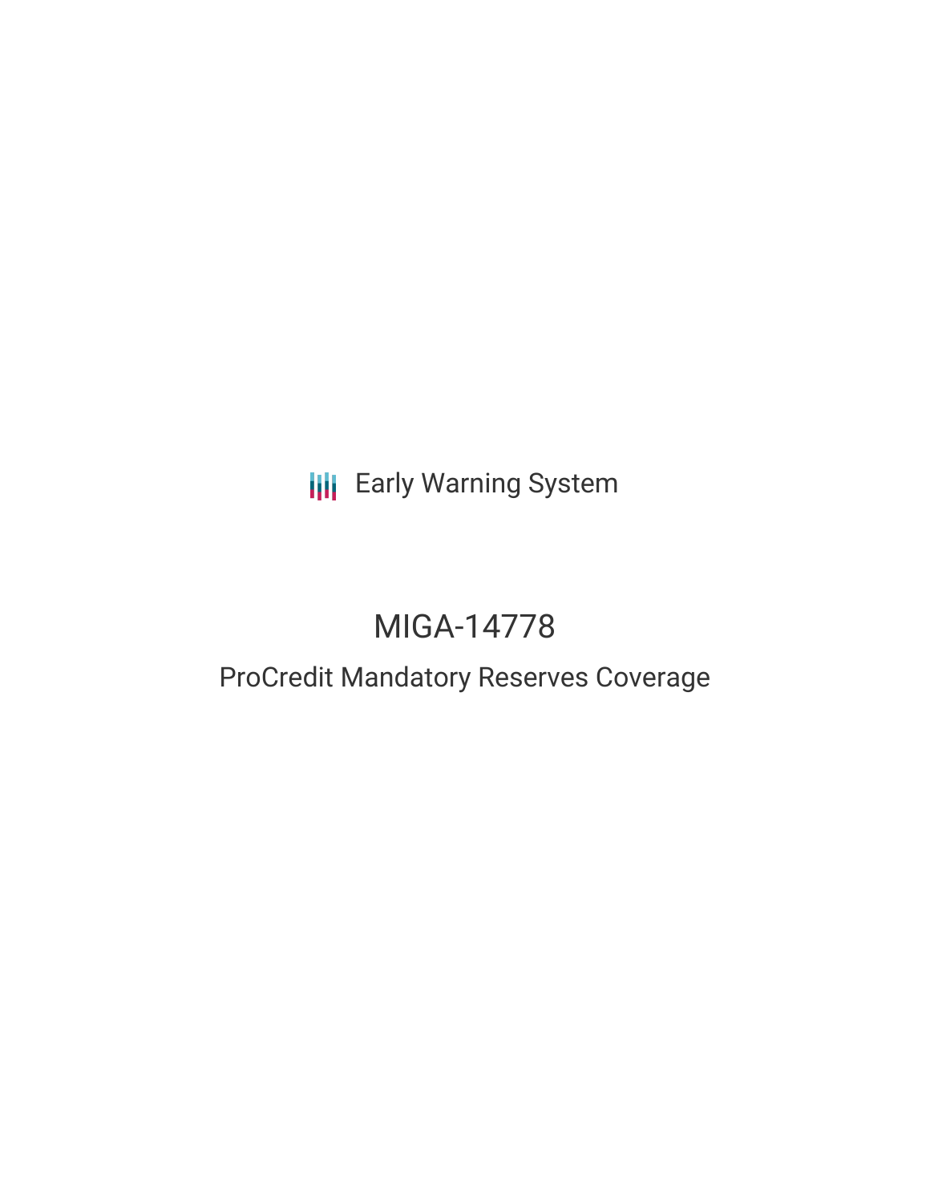Early Warning System

# MIGA-14778

## ProCredit Mandatory Reserves Coverage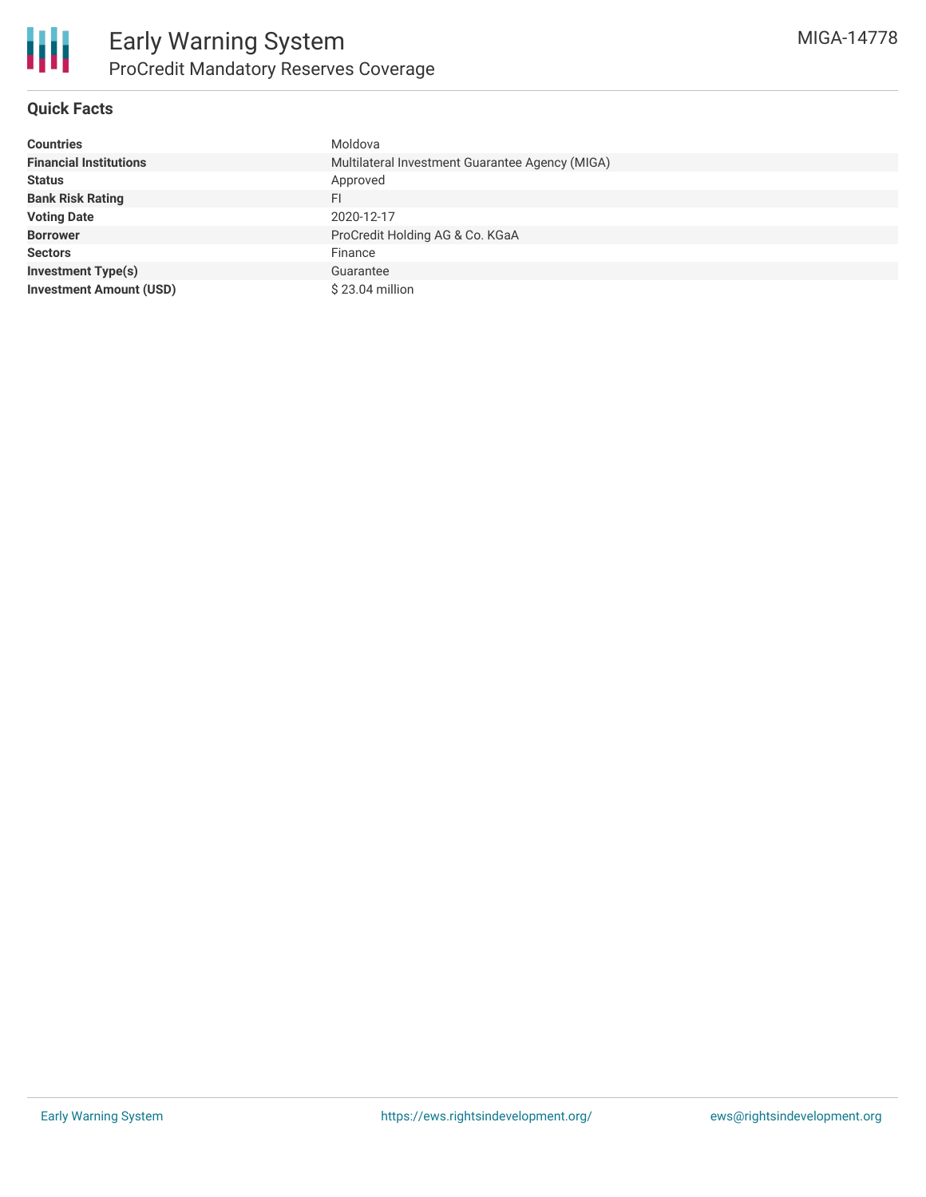# Early Warning System

## ProCredit Mandatory Reserves Coverage

MIGA-14778

### Quick Facts

| | |
|---|---|
| **Countries** | Moldova |
| **Financial Institutions** | Multilateral Investment Guarantee Agency (MIGA) |
| **Status** | Approved |
| **Bank Risk Rating** | FI |
| **Voting Date** | 2020-12-17 |
| **Borrower** | ProCredit Holding AG & Co. KGaA |
| **Sectors** | Finance |
| **Investment Type(s)** | Guarantee |
| **Investment Amount (USD)** | $ 23.04 million |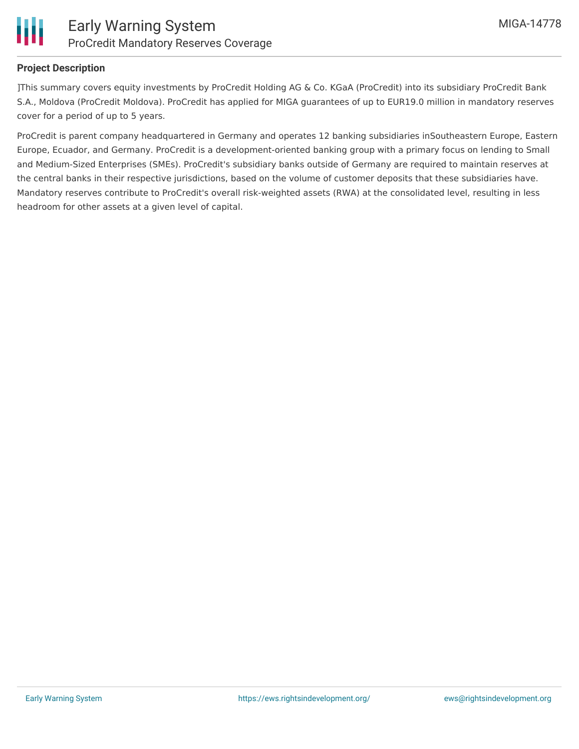## Project Description

]This summary covers equity investments by ProCredit Holding AG & Co. KGaA (ProCredit) into its subsidiary ProCredit Bank S.A., Moldova (ProCredit Moldova). ProCredit has applied for MIGA guarantees of up to EUR19.0 million in mandatory reserves cover for a period of up to 5 years.

ProCredit is parent company headquartered in Germany and operates 12 banking subsidiaries inSoutheastern Europe, Eastern Europe, Ecuador, and Germany. ProCredit is a development-oriented banking group with a primary focus on lending to Small and Medium-Sized Enterprises (SMEs). ProCredit's subsidiary banks outside of Germany are required to maintain reserves at the central banks in their respective jurisdictions, based on the volume of customer deposits that these subsidiaries have. Mandatory reserves contribute to ProCredit's overall risk-weighted assets (RWA) at the consolidated level, resulting in less headroom for other assets at a given level of capital.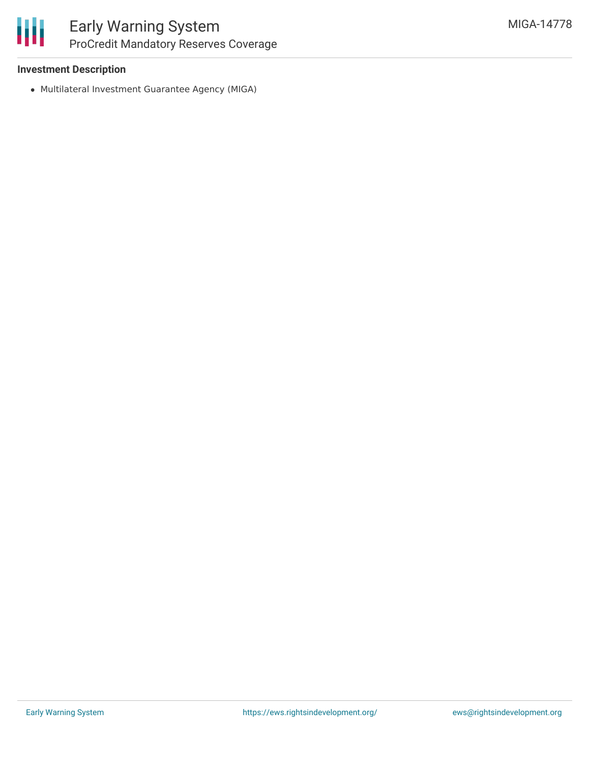### Investment Description

- Multilateral Investment Guarantee Agency (MIGA)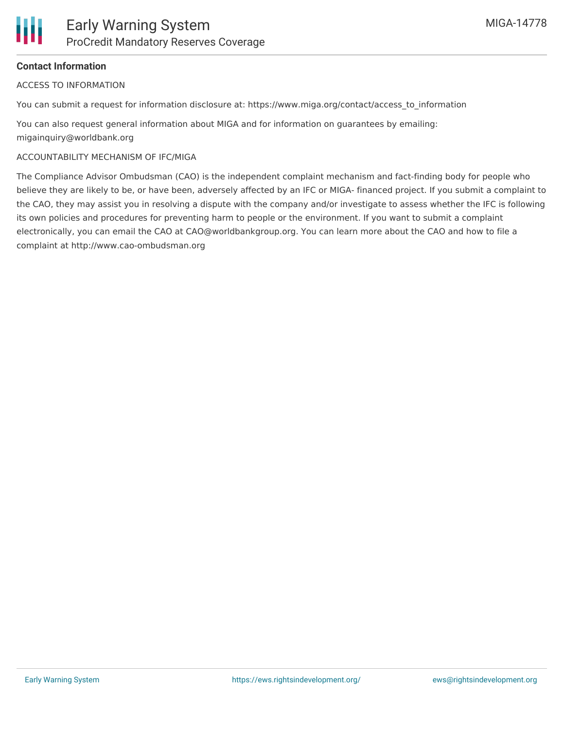**Contact Information**

ACCESS TO INFORMATION

You can submit a request for information disclosure at: https://www.miga.org/contact/access_to_information

You can also request general information about MIGA and for information on guarantees by emailing: migainquiry@worldbank.org

ACCOUNTABILITY MECHANISM OF IFC/MIGA

The Compliance Advisor Ombudsman (CAO) is the independent complaint mechanism and fact-finding body for people who believe they are likely to be, or have been, adversely affected by an IFC or MIGA- financed project. If you submit a complaint to the CAO, they may assist you in resolving a dispute with the company and/or investigate to assess whether the IFC is following its own policies and procedures for preventing harm to people or the environment. If you want to submit a complaint electronically, you can email the CAO at CAO@worldbankgroup.org. You can learn more about the CAO and how to file a complaint at http://www.cao-ombudsman.org